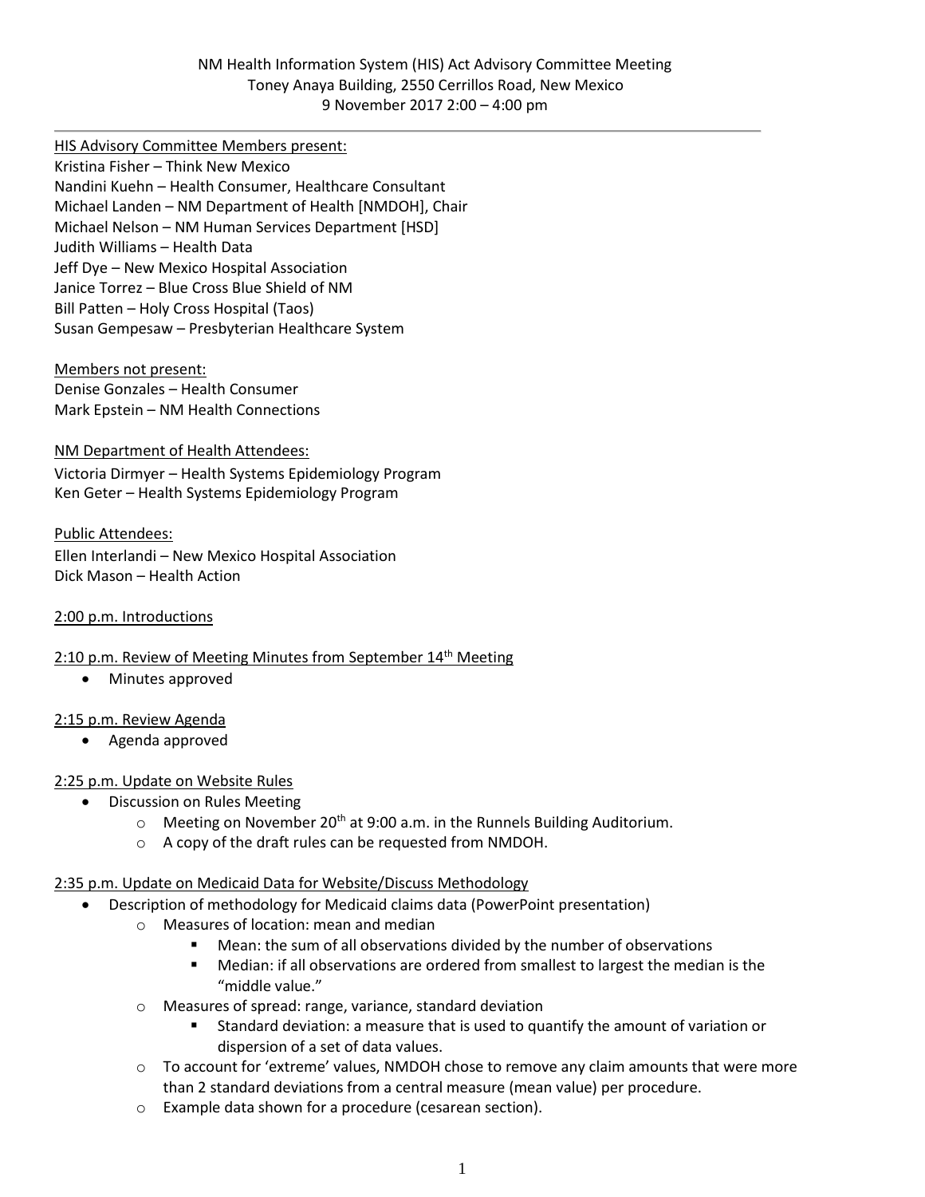NM Health Information System (HIS) Act Advisory Committee Meeting
Toney Anaya Building, 2550 Cerrillos Road, New Mexico
9 November 2017 2:00 – 4:00 pm

---

HIS Advisory Committee Members present:
Kristina Fisher – Think New Mexico
Nandini Kuehn – Health Consumer, Healthcare Consultant
Michael Landen – NM Department of Health [NMDOH], Chair
Michael Nelson – NM Human Services Department [HSD]
Judith Williams – Health Data
Jeff Dye – New Mexico Hospital Association
Janice Torrez – Blue Cross Blue Shield of NM
Bill Patten – Holy Cross Hospital (Taos)
Susan Gempesaw – Presbyterian Healthcare System

Members not present:
Denise Gonzales – Health Consumer
Mark Epstein – NM Health Connections

NM Department of Health Attendees:
Victoria Dirmyer – Health Systems Epidemiology Program
Ken Geter – Health Systems Epidemiology Program

Public Attendees:
Ellen Interlandi – New Mexico Hospital Association
Dick Mason – Health Action

2:00 p.m. Introductions

2:10 p.m. Review of Meeting Minutes from September 14th Meeting

- Minutes approved

2:15 p.m. Review Agenda

- Agenda approved

2:25 p.m. Update on Website Rules

- Discussion on Rules Meeting
  - Meeting on November 20th at 9:00 a.m. in the Runnels Building Auditorium.
  - A copy of the draft rules can be requested from NMDOH.

2:35 p.m. Update on Medicaid Data for Website/Discuss Methodology

- Description of methodology for Medicaid claims data (PowerPoint presentation)
  - Measures of location: mean and median
    - Mean: the sum of all observations divided by the number of observations
    - Median: if all observations are ordered from smallest to largest the median is the "middle value."
  - Measures of spread: range, variance, standard deviation
    - Standard deviation: a measure that is used to quantify the amount of variation or dispersion of a set of data values.
  - To account for 'extreme' values, NMDOH chose to remove any claim amounts that were more than 2 standard deviations from a central measure (mean value) per procedure.
  - Example data shown for a procedure (cesarean section).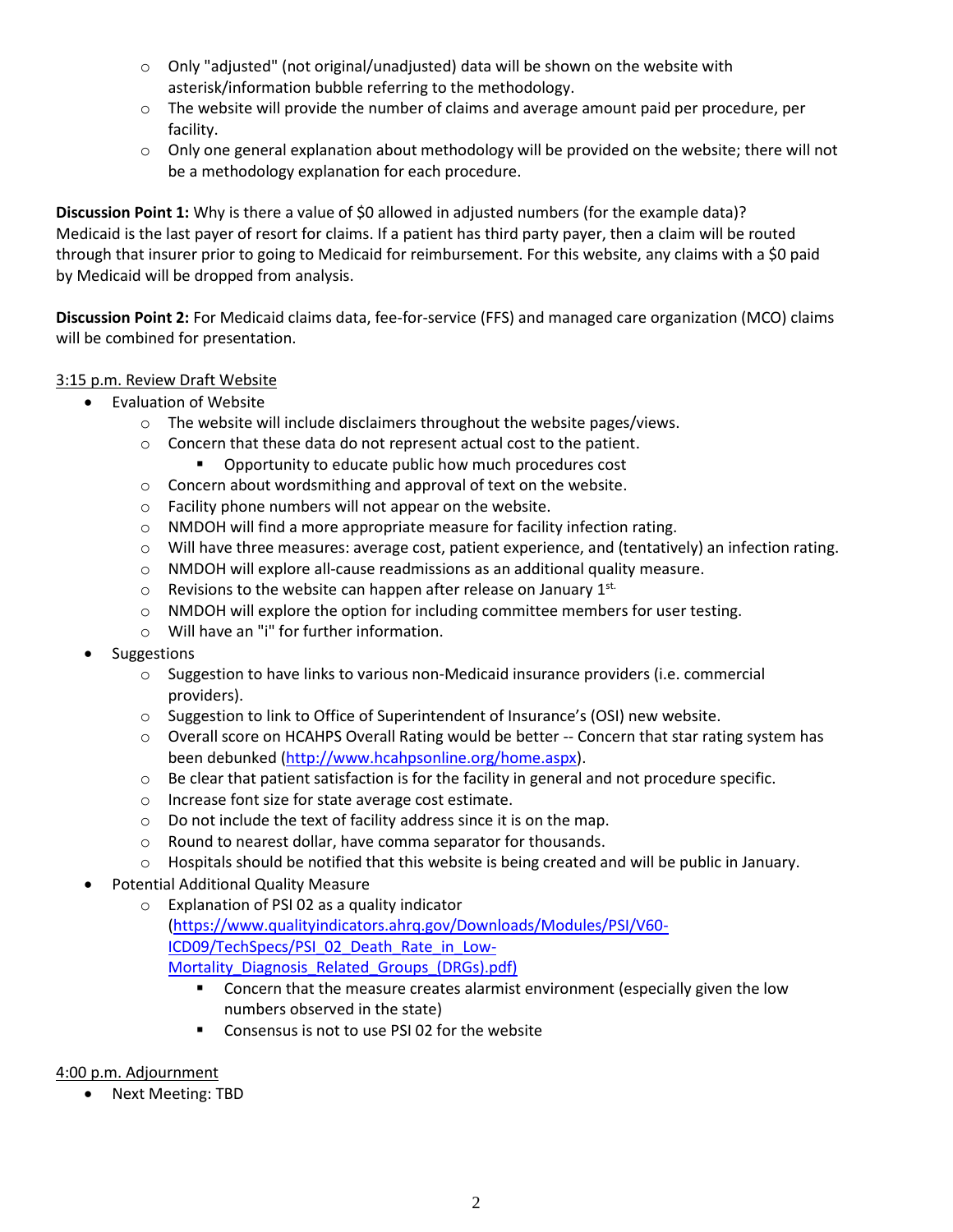- Only "adjusted" (not original/unadjusted) data will be shown on the website with asterisk/information bubble referring to the methodology.
- The website will provide the number of claims and average amount paid per procedure, per facility.
- Only one general explanation about methodology will be provided on the website; there will not be a methodology explanation for each procedure.

**Discussion Point 1:** Why is there a value of $0 allowed in adjusted numbers (for the example data)? Medicaid is the last payer of resort for claims. If a patient has third party payer, then a claim will be routed through that insurer prior to going to Medicaid for reimbursement. For this website, any claims with a $0 paid by Medicaid will be dropped from analysis.

**Discussion Point 2:** For Medicaid claims data, fee-for-service (FFS) and managed care organization (MCO) claims will be combined for presentation.

<u>3:15 p.m. Review Draft Website</u>

- Evaluation of Website
  - The website will include disclaimers throughout the website pages/views.
  - Concern that these data do not represent actual cost to the patient.
    - Opportunity to educate public how much procedures cost
  - Concern about wordsmithing and approval of text on the website.
  - Facility phone numbers will not appear on the website.
  - NMDOH will find a more appropriate measure for facility infection rating.
  - Will have three measures: average cost, patient experience, and (tentatively) an infection rating.
  - NMDOH will explore all-cause readmissions as an additional quality measure.
  - Revisions to the website can happen after release on January 1st.
  - NMDOH will explore the option for including committee members for user testing.
  - Will have an "i" for further information.
- Suggestions
  - Suggestion to have links to various non-Medicaid insurance providers (i.e. commercial providers).
  - Suggestion to link to Office of Superintendent of Insurance's (OSI) new website.
  - Overall score on HCAHPS Overall Rating would be better -- Concern that star rating system has been debunked (http://www.hcahpsonline.org/home.aspx).
  - Be clear that patient satisfaction is for the facility in general and not procedure specific.
  - Increase font size for state average cost estimate.
  - Do not include the text of facility address since it is on the map.
  - Round to nearest dollar, have comma separator for thousands.
  - Hospitals should be notified that this website is being created and will be public in January.
- Potential Additional Quality Measure
  - Explanation of PSI 02 as a quality indicator (https://www.qualityindicators.ahrq.gov/Downloads/Modules/PSI/V60-ICD09/TechSpecs/PSI_02_Death_Rate_in_Low-Mortality_Diagnosis_Related_Groups_(DRGs).pdf)
    - Concern that the measure creates alarmist environment (especially given the low numbers observed in the state)
    - Consensus is not to use PSI 02 for the website

<u>4:00 p.m. Adjournment</u>

- Next Meeting: TBD